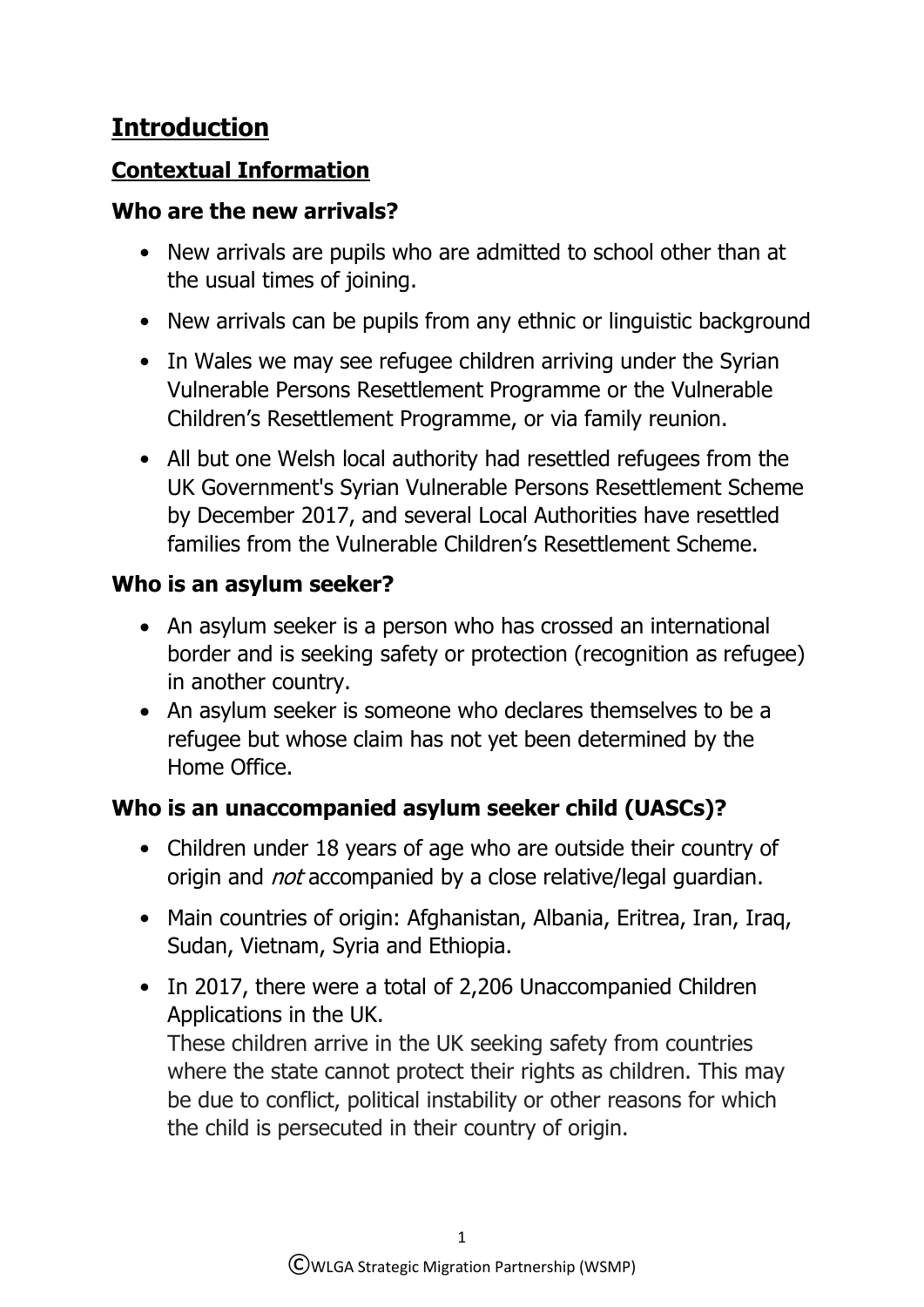# Introduction

## Contextual Information

### Who are the new arrivals?

- New arrivals are pupils who are admitted to school other than at the usual times of joining.
- New arrivals can be pupils from any ethnic or linguistic background
- In Wales we may see refugee children arriving under the Syrian Vulnerable Persons Resettlement Programme or the Vulnerable Children's Resettlement Programme, or via family reunion.
- All but one Welsh local authority had resettled refugees from the UK Government's Syrian Vulnerable Persons Resettlement Scheme by December 2017, and several Local Authorities have resettled families from the Vulnerable Children's Resettlement Scheme.

### Who is an asylum seeker?

- An asylum seeker is a person who has crossed an international border and is seeking safety or protection (recognition as refugee) in another country.
- An asylum seeker is someone who declares themselves to be a refugee but whose claim has not yet been determined by the Home Office.

### Who is an unaccompanied asylum seeker child (UASCs)?

- Children under 18 years of age who are outside their country of origin and *not* accompanied by a close relative/legal guardian.
- Main countries of origin: Afghanistan, Albania, Eritrea, Iran, Iraq, Sudan, Vietnam, Syria and Ethiopia.
- In 2017, there were a total of 2,206 Unaccompanied Children Applications in the UK.
  These children arrive in the UK seeking safety from countries where the state cannot protect their rights as children. This may be due to conflict, political instability or other reasons for which the child is persecuted in their country of origin.

ⒸWLGA Strategic Migration Partnership (WSMP)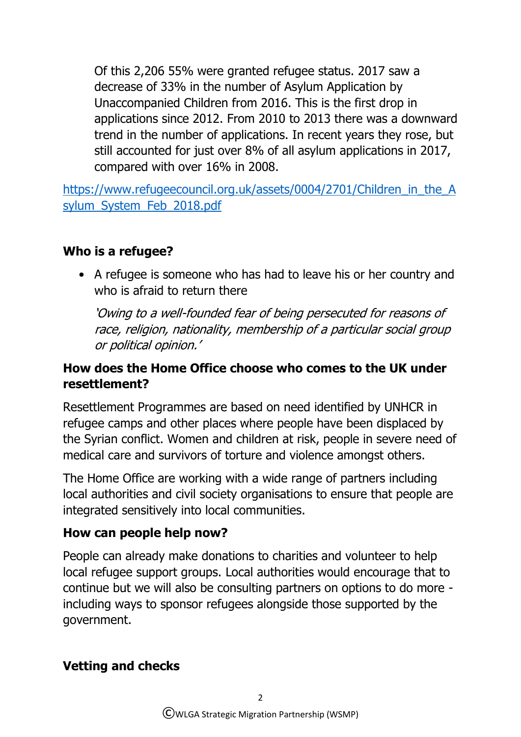Of this 2,206 55% were granted refugee status. 2017 saw a decrease of 33% in the number of Asylum Application by Unaccompanied Children from 2016. This is the first drop in applications since 2012. From 2010 to 2013 there was a downward trend in the number of applications. In recent years they rose, but still accounted for just over 8% of all asylum applications in 2017, compared with over 16% in 2008.

https://www.refugeecouncil.org.uk/assets/0004/2701/Children_in_the_Asylum_System_Feb_2018.pdf

**Who is a refugee?**

- A refugee is someone who has had to leave his or her country and who is afraid to return there

  *'Owing to a well-founded fear of being persecuted for reasons of race, religion, nationality, membership of a particular social group or political opinion.'*

**How does the Home Office choose who comes to the UK under resettlement?**

Resettlement Programmes are based on need identified by UNHCR in refugee camps and other places where people have been displaced by the Syrian conflict. Women and children at risk, people in severe need of medical care and survivors of torture and violence amongst others.

The Home Office are working with a wide range of partners including local authorities and civil society organisations to ensure that people are integrated sensitively into local communities.

**How can people help now?**

People can already make donations to charities and volunteer to help local refugee support groups. Local authorities would encourage that to continue but we will also be consulting partners on options to do more - including ways to sponsor refugees alongside those supported by the government.

**Vetting and checks**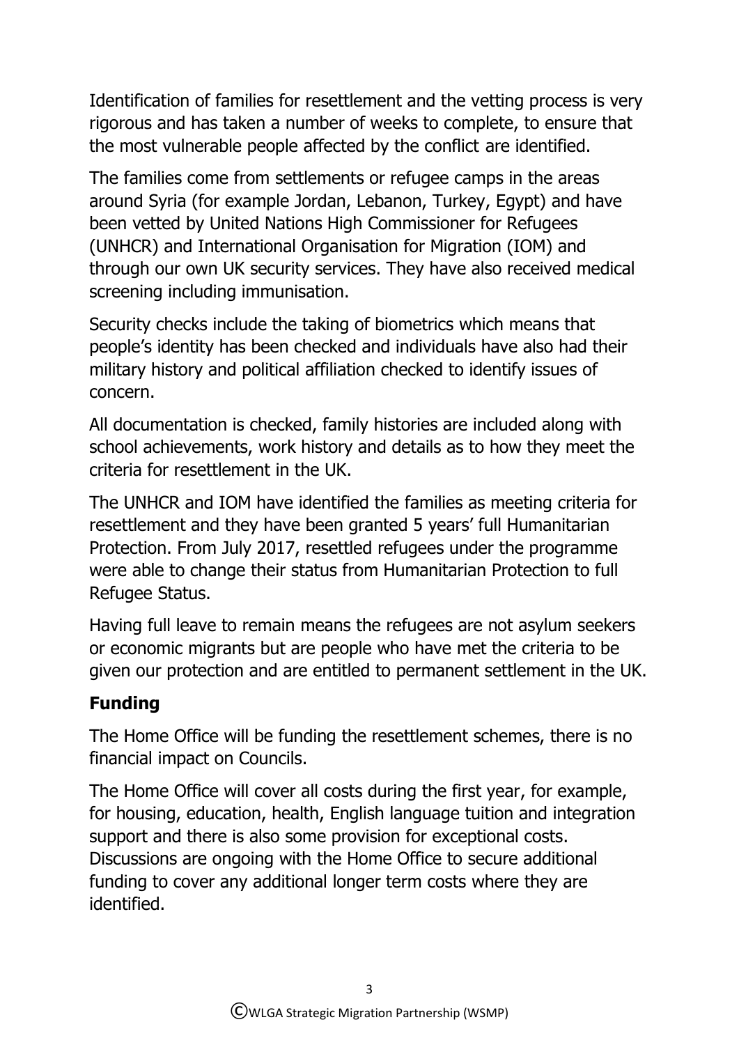Identification of families for resettlement and the vetting process is very rigorous and has taken a number of weeks to complete, to ensure that the most vulnerable people affected by the conflict are identified.

The families come from settlements or refugee camps in the areas around Syria (for example Jordan, Lebanon, Turkey, Egypt) and have been vetted by United Nations High Commissioner for Refugees (UNHCR) and International Organisation for Migration (IOM) and through our own UK security services. They have also received medical screening including immunisation.

Security checks include the taking of biometrics which means that people's identity has been checked and individuals have also had their military history and political affiliation checked to identify issues of concern.

All documentation is checked, family histories are included along with school achievements, work history and details as to how they meet the criteria for resettlement in the UK.

The UNHCR and IOM have identified the families as meeting criteria for resettlement and they have been granted 5 years' full Humanitarian Protection. From July 2017, resettled refugees under the programme were able to change their status from Humanitarian Protection to full Refugee Status.

Having full leave to remain means the refugees are not asylum seekers or economic migrants but are people who have met the criteria to be given our protection and are entitled to permanent settlement in the UK.

## Funding

The Home Office will be funding the resettlement schemes, there is no financial impact on Councils.

The Home Office will cover all costs during the first year, for example, for housing, education, health, English language tuition and integration support and there is also some provision for exceptional costs. Discussions are ongoing with the Home Office to secure additional funding to cover any additional longer term costs where they are identified.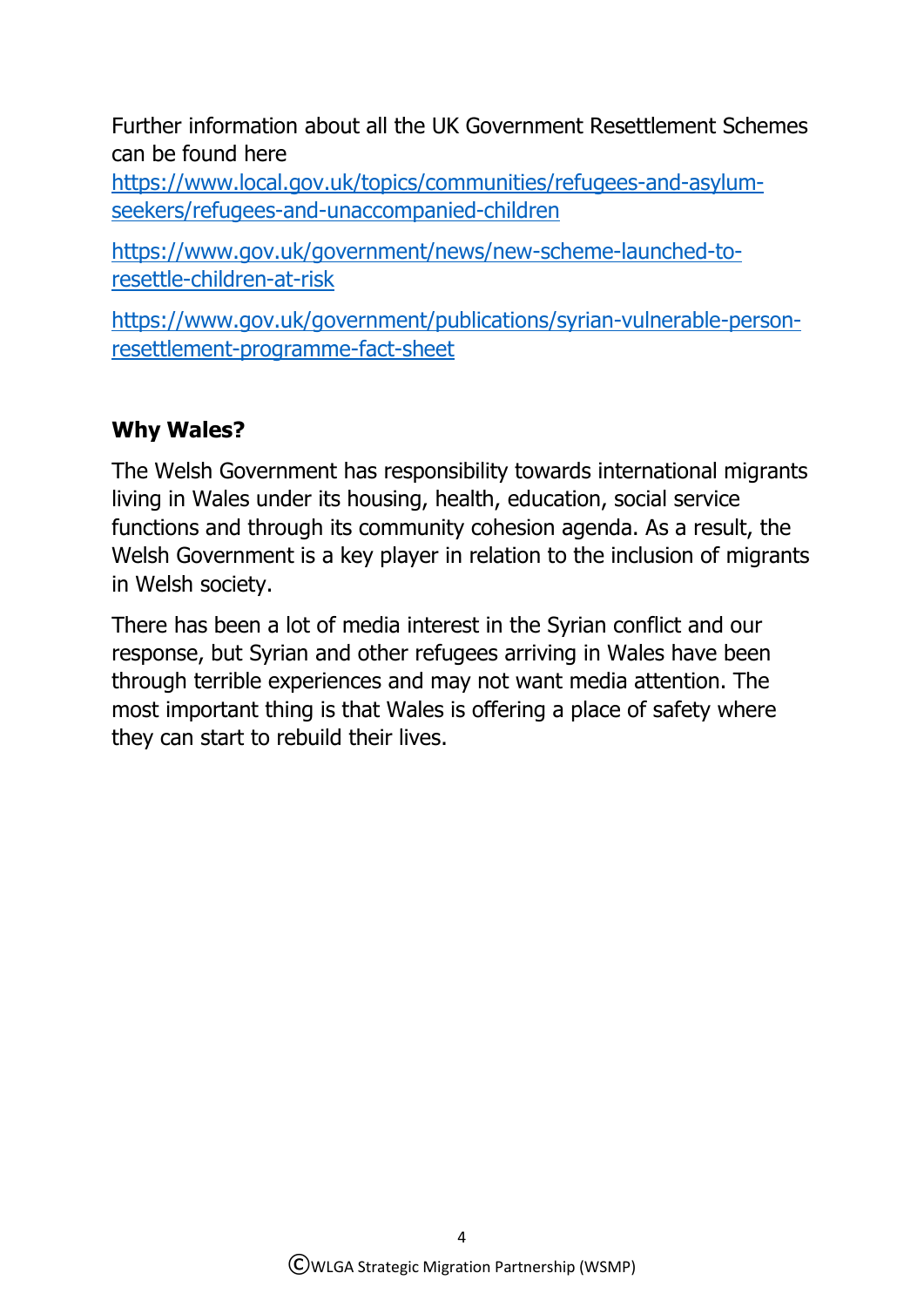Further information about all the UK Government Resettlement Schemes can be found here
[https://www.local.gov.uk/topics/communities/refugees-and-asylum-seekers/refugees-and-unaccompanied-children](https://www.local.gov.uk/topics/communities/refugees-and-asylum-seekers/refugees-and-unaccompanied-children)

[https://www.gov.uk/government/news/new-scheme-launched-to-resettle-children-at-risk](https://www.gov.uk/government/news/new-scheme-launched-to-resettle-children-at-risk)

[https://www.gov.uk/government/publications/syrian-vulnerable-person-resettlement-programme-fact-sheet](https://www.gov.uk/government/publications/syrian-vulnerable-person-resettlement-programme-fact-sheet)

**Why Wales?**

The Welsh Government has responsibility towards international migrants living in Wales under its housing, health, education, social service functions and through its community cohesion agenda. As a result, the Welsh Government is a key player in relation to the inclusion of migrants in Welsh society.

There has been a lot of media interest in the Syrian conflict and our response, but Syrian and other refugees arriving in Wales have been through terrible experiences and may not want media attention. The most important thing is that Wales is offering a place of safety where they can start to rebuild their lives.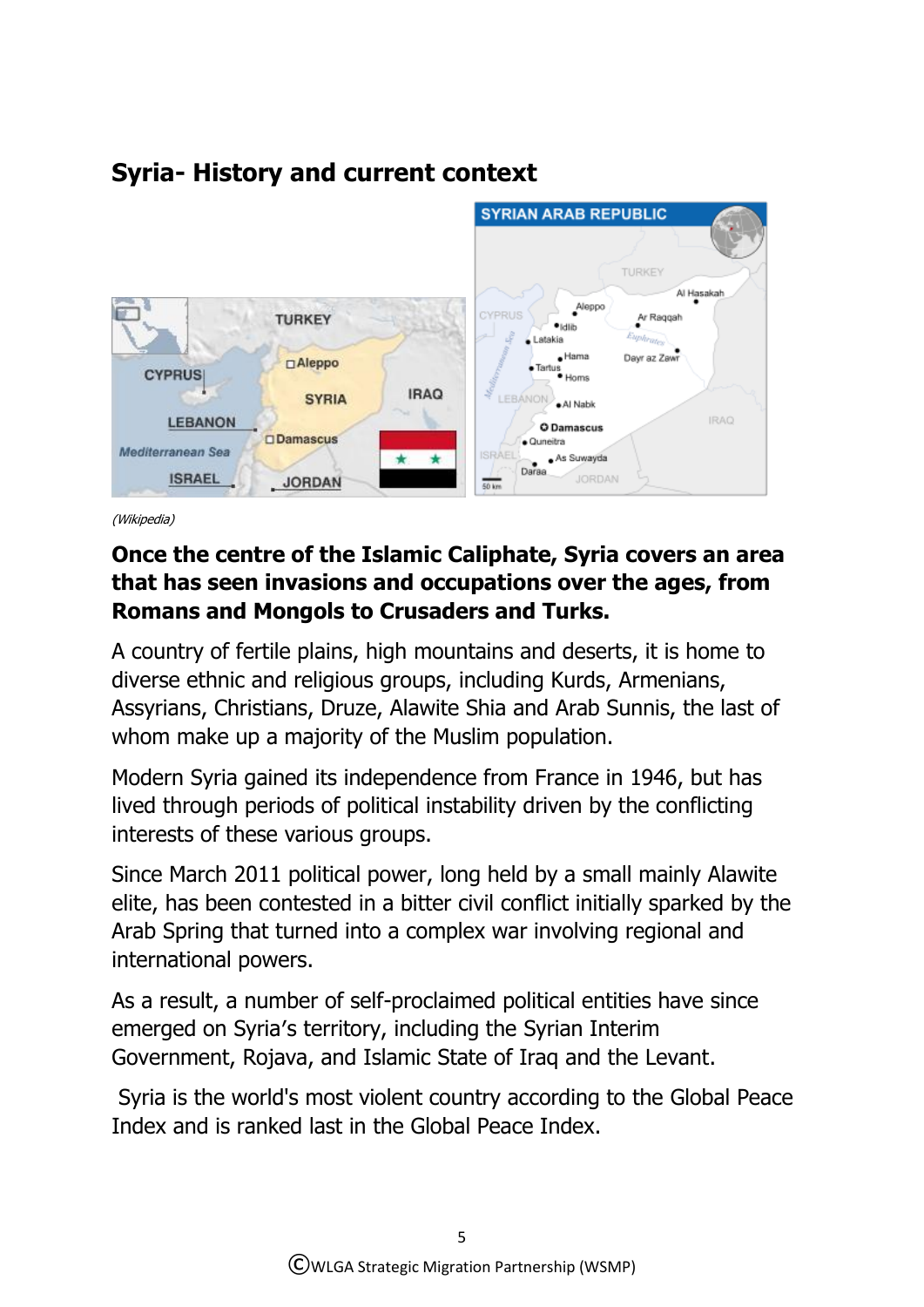## Syria- History and current context

(Wikipedia)

**Once the centre of the Islamic Caliphate, Syria covers an area that has seen invasions and occupations over the ages, from Romans and Mongols to Crusaders and Turks.**

A country of fertile plains, high mountains and deserts, it is home to diverse ethnic and religious groups, including Kurds, Armenians, Assyrians, Christians, Druze, Alawite Shia and Arab Sunnis, the last of whom make up a majority of the Muslim population.

Modern Syria gained its independence from France in 1946, but has lived through periods of political instability driven by the conflicting interests of these various groups.

Since March 2011 political power, long held by a small mainly Alawite elite, has been contested in a bitter civil conflict initially sparked by the Arab Spring that turned into a complex war involving regional and international powers.

As a result, a number of self-proclaimed political entities have since emerged on Syria's territory, including the Syrian Interim Government, Rojava, and Islamic State of Iraq and the Levant.

Syria is the world's most violent country according to the Global Peace Index and is ranked last in the Global Peace Index.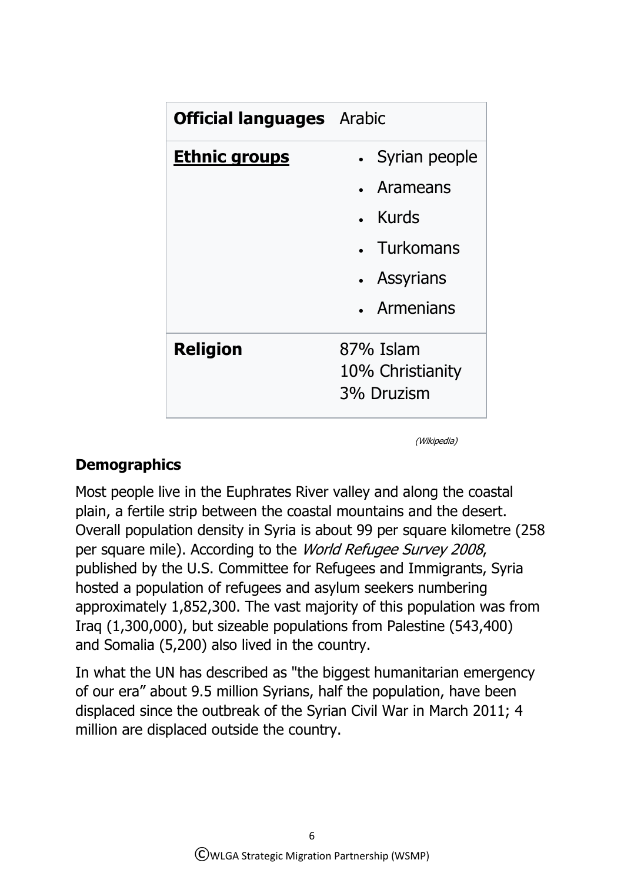| **Official languages** | Arabic |
| --- | --- |
| **Ethnic groups** | • Syrian people<br>• Arameans<br>• Kurds<br>• Turkomans<br>• Assyrians<br>• Armenians |
| **Religion** | 87% Islam<br>10% Christianity<br>3% Druzism |

*(Wikipedia)*

## Demographics

Most people live in the Euphrates River valley and along the coastal plain, a fertile strip between the coastal mountains and the desert. Overall population density in Syria is about 99 per square kilometre (258 per square mile). According to the *World Refugee Survey 2008*, published by the U.S. Committee for Refugees and Immigrants, Syria hosted a population of refugees and asylum seekers numbering approximately 1,852,300. The vast majority of this population was from Iraq (1,300,000), but sizeable populations from Palestine (543,400) and Somalia (5,200) also lived in the country.

In what the UN has described as "the biggest humanitarian emergency of our era" about 9.5 million Syrians, half the population, have been displaced since the outbreak of the Syrian Civil War in March 2011; 4 million are displaced outside the country.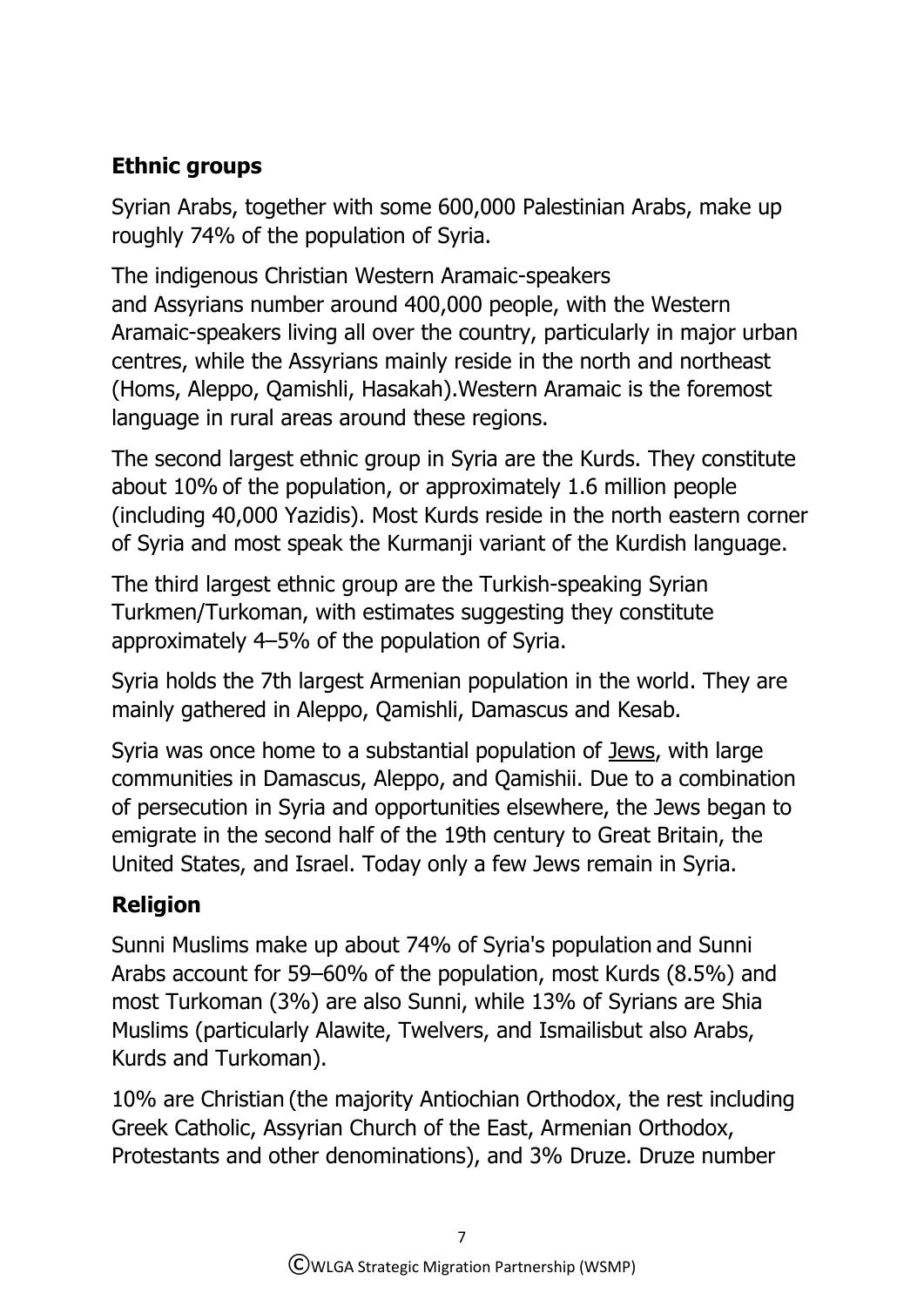## Ethnic groups

Syrian Arabs, together with some 600,000 Palestinian Arabs, make up roughly 74% of the population of Syria.

The indigenous Christian Western Aramaic-speakers and Assyrians number around 400,000 people, with the Western Aramaic-speakers living all over the country, particularly in major urban centres, while the Assyrians mainly reside in the north and northeast (Homs, Aleppo, Qamishli, Hasakah).Western Aramaic is the foremost language in rural areas around these regions.

The second largest ethnic group in Syria are the Kurds. They constitute about 10% of the population, or approximately 1.6 million people (including 40,000 Yazidis). Most Kurds reside in the north eastern corner of Syria and most speak the Kurmanji variant of the Kurdish language.

The third largest ethnic group are the Turkish-speaking Syrian Turkmen/Turkoman, with estimates suggesting they constitute approximately 4–5% of the population of Syria.

Syria holds the 7th largest Armenian population in the world. They are mainly gathered in Aleppo, Qamishli, Damascus and Kesab.

Syria was once home to a substantial population of Jews, with large communities in Damascus, Aleppo, and Qamishii. Due to a combination of persecution in Syria and opportunities elsewhere, the Jews began to emigrate in the second half of the 19th century to Great Britain, the United States, and Israel. Today only a few Jews remain in Syria.

## Religion

Sunni Muslims make up about 74% of Syria's population and Sunni Arabs account for 59–60% of the population, most Kurds (8.5%) and most Turkoman (3%) are also Sunni, while 13% of Syrians are Shia Muslims (particularly Alawite, Twelvers, and Ismailisbut also Arabs, Kurds and Turkoman).

10% are Christian (the majority Antiochian Orthodox, the rest including Greek Catholic, Assyrian Church of the East, Armenian Orthodox, Protestants and other denominations), and 3% Druze. Druze number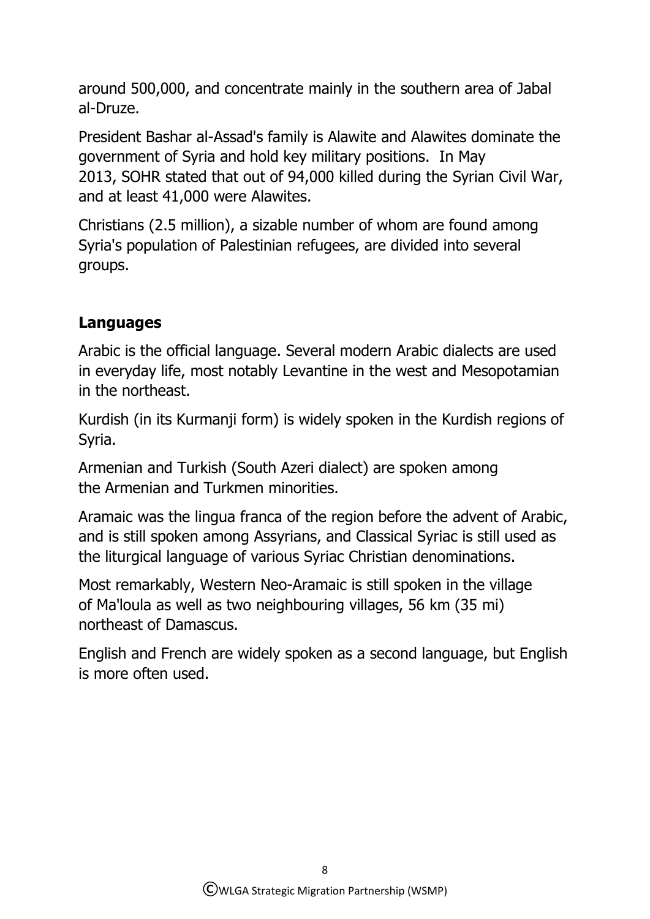around 500,000, and concentrate mainly in the southern area of Jabal al-Druze.

President Bashar al-Assad's family is Alawite and Alawites dominate the government of Syria and hold key military positions. In May 2013, SOHR stated that out of 94,000 killed during the Syrian Civil War, and at least 41,000 were Alawites.

Christians (2.5 million), a sizable number of whom are found among Syria's population of Palestinian refugees, are divided into several groups.

## Languages

Arabic is the official language. Several modern Arabic dialects are used in everyday life, most notably Levantine in the west and Mesopotamian in the northeast.

Kurdish (in its Kurmanji form) is widely spoken in the Kurdish regions of Syria.

Armenian and Turkish (South Azeri dialect) are spoken among the Armenian and Turkmen minorities.

Aramaic was the lingua franca of the region before the advent of Arabic, and is still spoken among Assyrians, and Classical Syriac is still used as the liturgical language of various Syriac Christian denominations.

Most remarkably, Western Neo-Aramaic is still spoken in the village of Ma'loula as well as two neighbouring villages, 56 km (35 mi) northeast of Damascus.

English and French are widely spoken as a second language, but English is more often used.